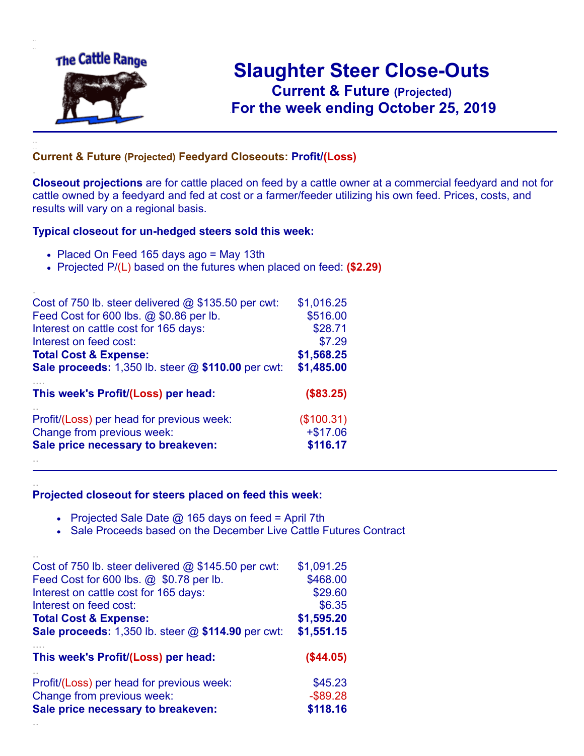# Slaughter Steer Close-Outs

## Current & Future (Projected)

## For the week ending October 25, 2019

### Current & Future (Projected) Feedyard Closeouts: Profit/(Loss)

**Closeout projections** are for cattle placed on feed by a cattle owner at a commercial feedyard and not for cattle owned by a feedyard and fed at cost or a farmer/feeder utilizing his own feed. Prices, costs, and results will vary on a regional basis.

### Typical closeout for un-hedged steers sold this week:

- Placed On Feed 165 days ago = May 13th
- Projected P/(L) based on the futures when placed on feed: **($2.29)**

| | |
|---|---|
| Cost of 750 lb. steer delivered @ $135.50 per cwt: | $1,016.25 |
| Feed Cost for 600 lbs. @ $0.86 per lb. | $516.00 |
| Interest on cattle cost for 165 days: | $28.71 |
| Interest on feed cost: | $7.29 |
| **Total Cost & Expense:** | **$1,568.25** |
| **Sale proceeds:** 1,350 lb. steer @ **$110.00** per cwt: | **$1,485.00** |
| **This week's Profit/(Loss) per head:** | **($83.25)** |
| Profit/(Loss) per head for previous week: | ($100.31) |
| Change from previous week: | +$17.06 |
| **Sale price necessary to breakeven:** | **$116.17** |

### Projected closeout for steers placed on feed this week:

- Projected Sale Date @ 165 days on feed = April 7th
- Sale Proceeds based on the December Live Cattle Futures Contract

| | |
|---|---|
| Cost of 750 lb. steer delivered @ $145.50 per cwt: | $1,091.25 |
| Feed Cost for 600 lbs. @ $0.78 per lb. | $468.00 |
| Interest on cattle cost for 165 days: | $29.60 |
| Interest on feed cost: | $6.35 |
| **Total Cost & Expense:** | **$1,595.20** |
| **Sale proceeds:** 1,350 lb. steer @ **$114.90** per cwt: | **$1,551.15** |
| **This week's Profit/(Loss) per head:** | **($44.05)** |
| Profit/(Loss) per head for previous week: | $45.23 |
| Change from previous week: | -$89.28 |
| **Sale price necessary to breakeven:** | **$118.16** |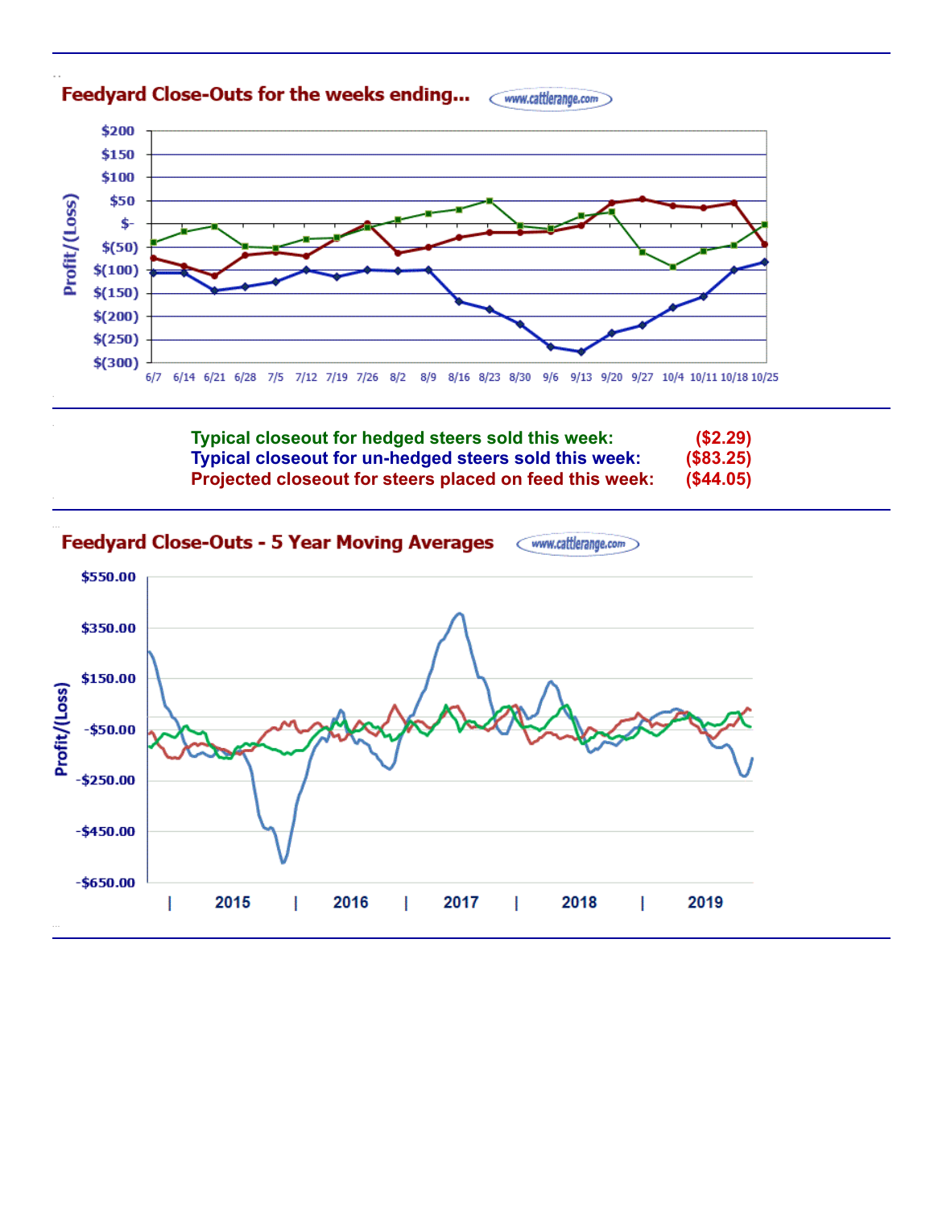## Feedyard Close-Outs for the weeks ending...

www.cattlerange.com

$200
$150
$100
$50
$-
$(50)
$(100)
$(150)
$(200)
$(250)
$(300)

Profit/(Loss)

6/7 6/14 6/21 6/28 7/5 7/12 7/19 7/26 8/2 8/9 8/16 8/23 8/30 9/6 9/13 9/20 9/27 10/4 10/11 10/18 10/25

| | |
|---|---|
| Typical closeout for hedged steers sold this week: | ($2.29) |
| Typical closeout for un-hedged steers sold this week: | ($83.25) |
| Projected closeout for steers placed on feed this week: | ($44.05) |

## Feedyard Close-Outs - 5 Year Moving Averages

www.cattlerange.com

$550.00
$350.00
$150.00
-$50.00
-$250.00
-$450.00
-$650.00

Profit/(Loss)

2015 2016 2017 2018 2019